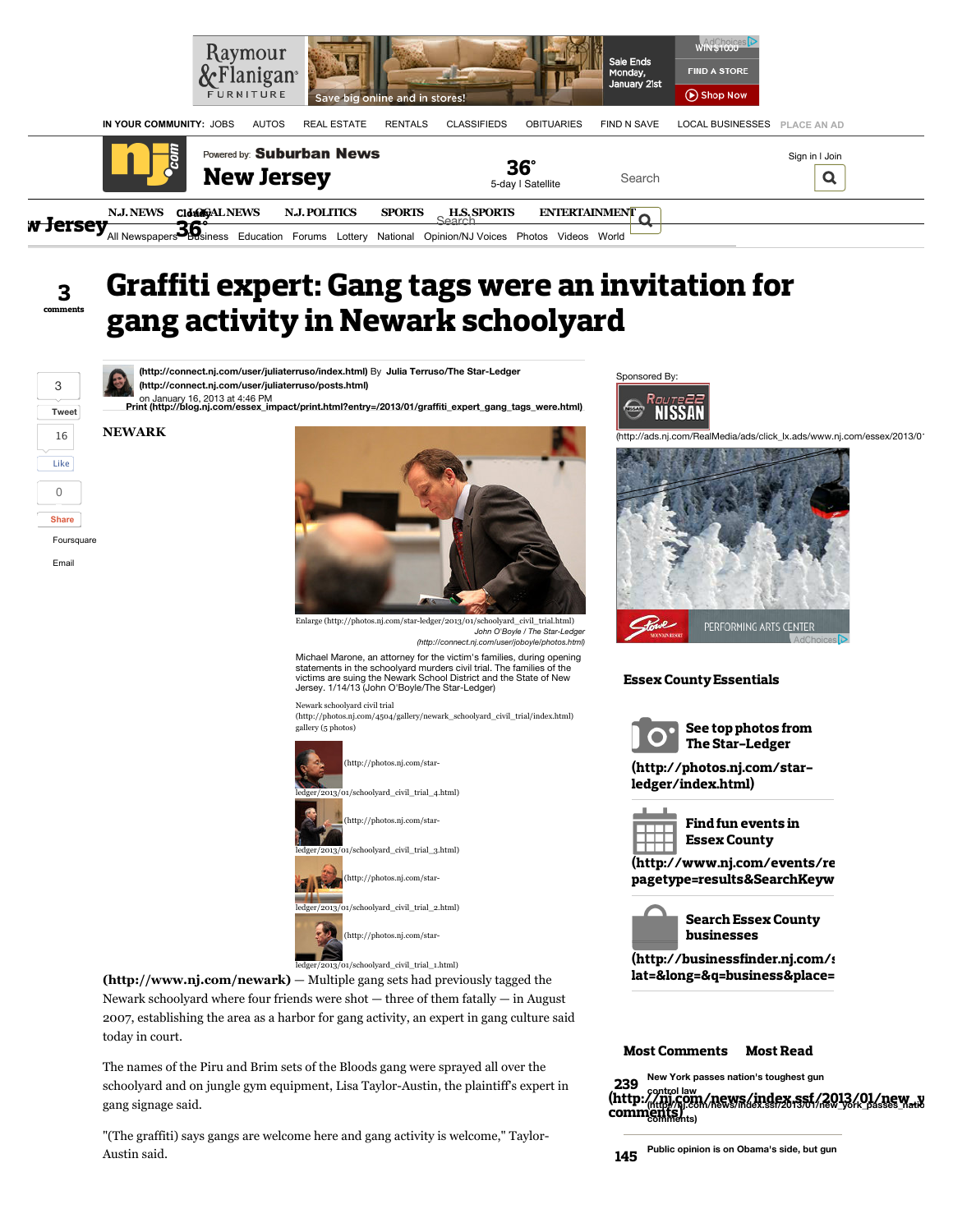# Graffiti expert: Gang tags were an invitation for gang activity in Newark schoolyard

3 comments

(http://connect.nj.com/user/juliaterruso/index.html) By Julia Terruso/The Star-Ledger (http://connect.nj.com/user/juliaterruso/posts.html)
on January 16, 2013 at 4:46 PM
Print (http://blog.nj.com/essex_impact/print.html?entry=/2013/01/graffiti_expert_gang_tags_were.html)

**NEWARK**

Enlarge (http://photos.nj.com/star-ledger/2013/01/schoolyard_civil_trial.html)
*John O'Boyle / The Star-Ledger (http://connect.nj.com/user/joboyle/photos.html)*

Michael Marone, an attorney for the victim's families, during opening statements in the schoolyard murders civil trial. The families of the victims are suing the Newark School District and the State of New Jersey. 1/14/13 (John O'Boyle/The Star-Ledger)

Newark schoolyard civil trial (http://photos.nj.com/4504/gallery/newark_schoolyard_civil_trial/index.html) gallery (5 photos)

(http://photos.nj.com/star-ledger/2013/01/schoolyard_civil_trial_4.html)
(http://photos.nj.com/star-ledger/2013/01/schoolyard_civil_trial_3.html)
(http://photos.nj.com/star-ledger/2013/01/schoolyard_civil_trial_2.html)
(http://photos.nj.com/star-ledger/2013/01/schoolyard_civil_trial_1.html)

**(http://www.nj.com/newark)** — Multiple gang sets had previously tagged the Newark schoolyard where four friends were shot — three of them fatally — in August 2007, establishing the area as a harbor for gang activity, an expert in gang culture said today in court.

The names of the Piru and Brim sets of the Bloods gang were sprayed all over the schoolyard and on jungle gym equipment, Lisa Taylor-Austin, the plaintiff's expert in gang signage said.

"(The graffiti) says gangs are welcome here and gang activity is welcome," Taylor-Austin said.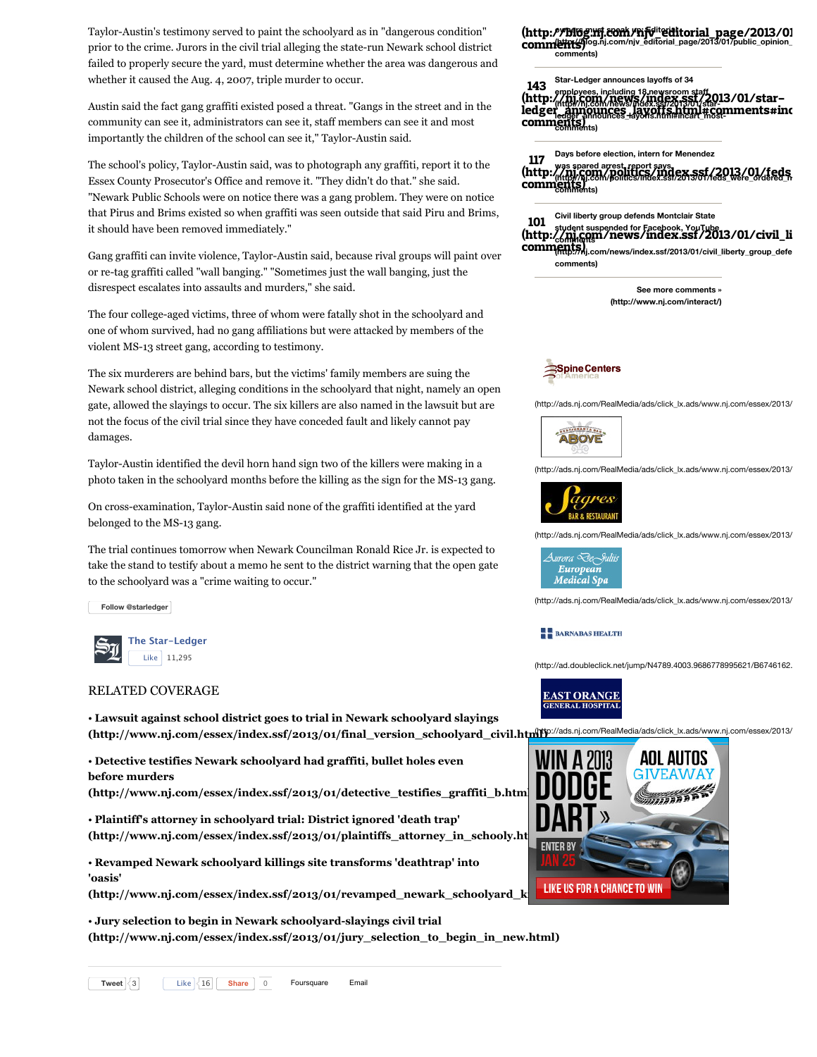Taylor-Austin's testimony served to paint the schoolyard as in "dangerous condition" prior to the crime. Jurors in the civil trial alleging the state-run Newark school district failed to properly secure the yard, must determine whether the area was dangerous and whether it caused the Aug. 4, 2007, triple murder to occur.

Austin said the fact gang graffiti existed posed a threat. "Gangs in the street and in the community can see it, administrators can see it, staff members can see it and most importantly the children of the school can see it," Taylor-Austin said.

The school's policy, Taylor-Austin said, was to photograph any graffiti, report it to the Essex County Prosecutor's Office and remove it. "They didn't do that." she said. "Newark Public Schools were on notice there was a gang problem. They were on notice that Pirus and Brims existed so when graffiti was seen outside that said Piru and Brims, it should have been removed immediately."

Gang graffiti can invite violence, Taylor-Austin said, because rival groups will paint over or re-tag graffiti called "wall banging." "Sometimes just the wall banging, just the disrespect escalates into assaults and murders," she said.

The four college-aged victims, three of whom were fatally shot in the schoolyard and one of whom survived, had no gang affiliations but were attacked by members of the violent MS-13 street gang, according to testimony.

The six murderers are behind bars, but the victims' family members are suing the Newark school district, alleging conditions in the schoolyard that night, namely an open gate, allowed the slayings to occur. The six killers are also named in the lawsuit but are not the focus of the civil trial since they have conceded fault and likely cannot pay damages.

Taylor-Austin identified the devil horn hand sign two of the killers were making in a photo taken in the schoolyard months before the killing as the sign for the MS-13 gang.

On cross-examination, Taylor-Austin said none of the graffiti identified at the yard belonged to the MS-13 gang.

The trial continues tomorrow when Newark Councilman Ronald Rice Jr. is expected to take the stand to testify about a memo he sent to the district warning that the open gate to the schoolyard was a "crime waiting to occur."

Follow @starledger

The Star-Ledger Like 11,295

## RELATED COVERAGE

- **Lawsuit against school district goes to trial in Newark schoolyard slayings (http://www.nj.com/essex/index.ssf/2013/01/final_version_schoolyard_civil.html)**
- **Detective testifies Newark schoolyard had graffiti, bullet holes even before murders (http://www.nj.com/essex/index.ssf/2013/01/detective_testifies_graffiti_b.html)**
- **Plaintiff's attorney in schoolyard trial: District ignored 'death trap' (http://www.nj.com/essex/index.ssf/2013/01/plaintiffs_attorney_in_schooly.html)**
- **Revamped Newark schoolyard killings site transforms 'deathtrap' into 'oasis' (http://www.nj.com/essex/index.ssf/2013/01/revamped_newark_schoolyard_k...)**
- **Jury selection to begin in Newark schoolyard-slayings civil trial (http://www.nj.com/essex/index.ssf/2013/01/jury_selection_to_begin_in_new.html)**

Tweet 3 Like 16 Share 0 Foursquare Email

---

Voters must speak up: Editorial (http://blog.nj.com/njv_editorial_page/2013/01/public_opinion_...) comments

**143** Star-Ledger announces layoffs of 34 employees, including 18 newsroom staff (http://nj.com/news/index.ssf/2013/01/star-ledger_announces_layoffs.html#comments) comments

**117** Days before election, intern for Menendez was spared arrest, report says (http://nj.com/politics/index.ssf/2013/01/feds_were_ordered_...) comments

**101** Civil liberty group defends Montclair State student suspended for Facebook, YouTube comments (http://nj.com/news/index.ssf/2013/01/civil_liberty_group_defe...) comments

See more comments » (http://www.nj.com/interact/)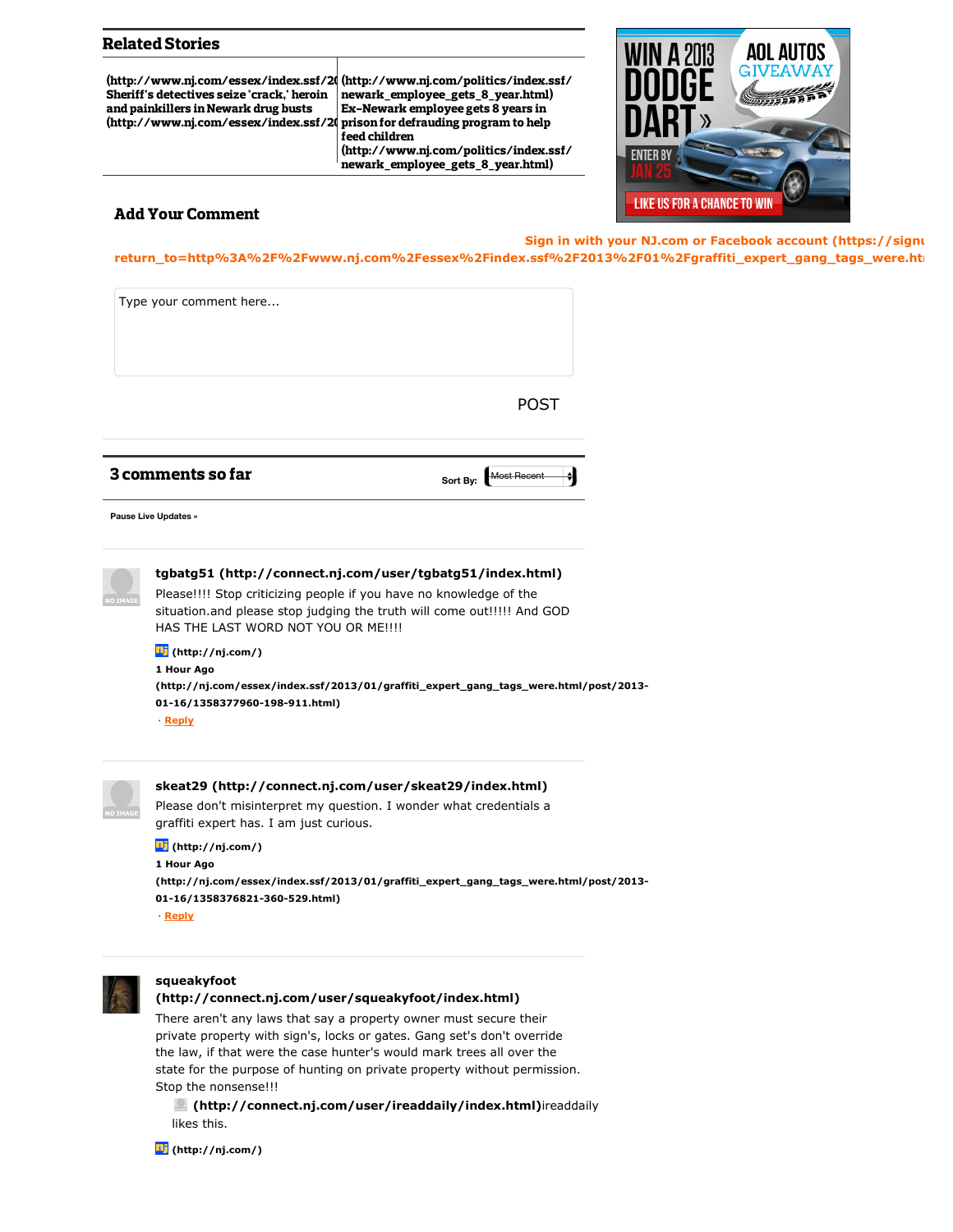## Related Stories

| | |
|---|---|
| (http://www.nj.com/essex/index.ssf/20 Sheriff's detectives seize 'crack,' heroin and painkillers in Newark drug busts (http://www.nj.com/essex/index.ssf/20 | (http://www.nj.com/politics/index.ssf/newark_employee_gets_8_year.html) Ex-Newark employee gets 8 years in prison for defrauding program to help feed children (http://www.nj.com/politics/index.ssf/newark_employee_gets_8_year.html) |

WIN A 2013 DODGE DART » AOL AUTOS GIVEAWAY ENTER BY JAN 25 LIKE US FOR A CHANCE TO WIN

### Add Your Comment

Sign in with your NJ.com or Facebook account (https://signu return_to=http%3A%2F%2Fwww.nj.com%2Fessex%2Findex.ssf%2F2013%2F01%2Fgraffiti_expert_gang_tags_were.htı

Type your comment here...

POST

### 3 comments so far

Sort By: Most Recent

Pause Live Updates »

**tgbatg51 (http://connect.nj.com/user/tgbatg51/index.html)**

Please!!!! Stop criticizing people if you have no knowledge of the situation.and please stop judging the truth will come out!!!!! And GOD HAS THE LAST WORD NOT YOU OR ME!!!!

(http://nj.com/)

1 Hour Ago (http://nj.com/essex/index.ssf/2013/01/graffiti_expert_gang_tags_were.html/post/2013-01-16/1358377960-198-911.html)

· Reply

**skeat29 (http://connect.nj.com/user/skeat29/index.html)**

Please don't misinterpret my question. I wonder what credentials a graffiti expert has. I am just curious.

(http://nj.com/)

1 Hour Ago (http://nj.com/essex/index.ssf/2013/01/graffiti_expert_gang_tags_were.html/post/2013-01-16/1358376821-360-529.html)

· Reply

**squeakyfoot (http://connect.nj.com/user/squeakyfoot/index.html)**

There aren't any laws that say a property owner must secure their private property with sign's, locks or gates. Gang set's don't override the law, if that were the case hunter's would mark trees all over the state for the purpose of hunting on private property without permission. Stop the nonsense!!!

(http://connect.nj.com/user/ireaddaily/index.html)ireaddaily likes this.

(http://nj.com/)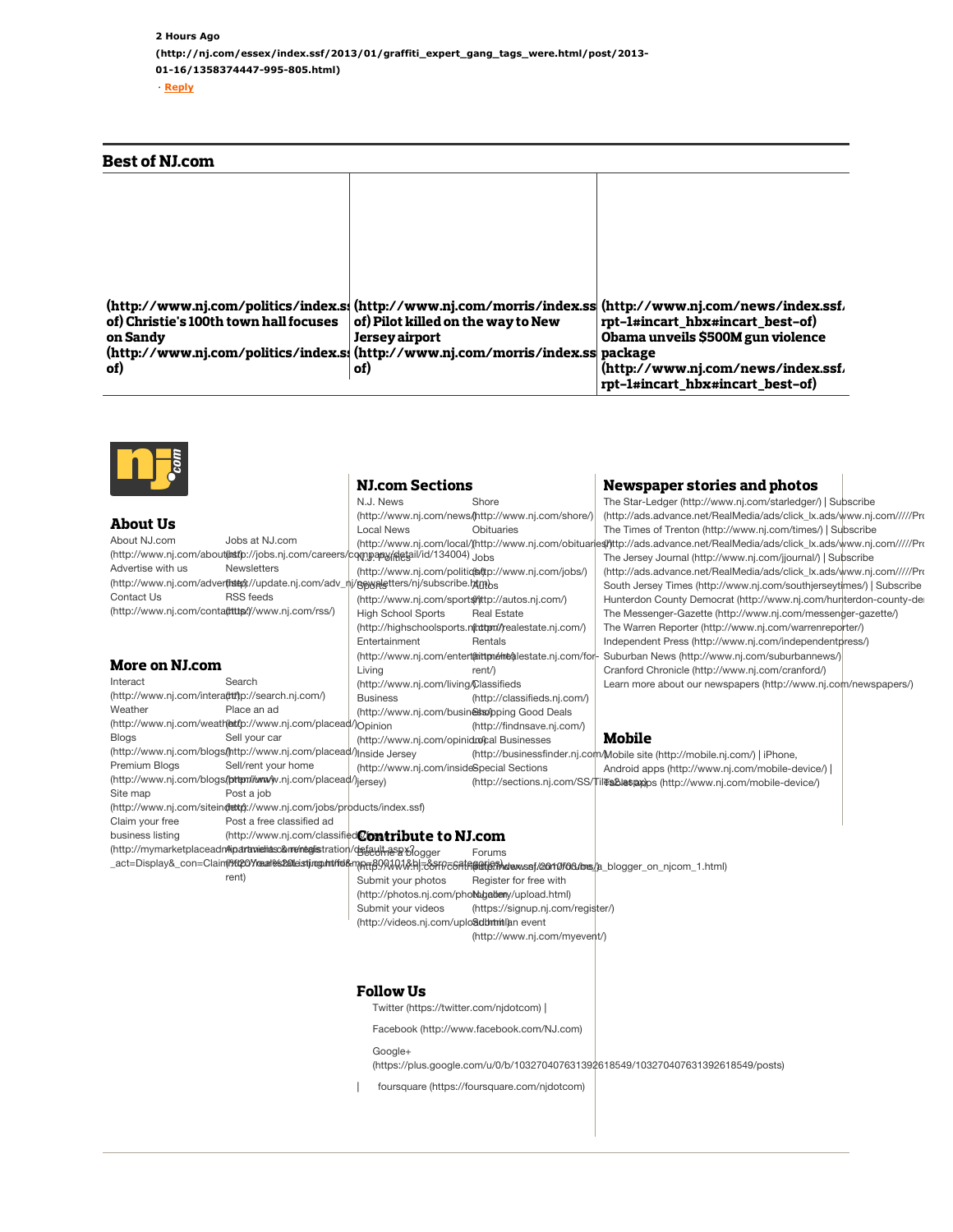**2 Hours Ago**
**(http://nj.com/essex/index.ssf/2013/01/graffiti_expert_gang_tags_were.html/post/2013-01-16/1358374447-995-805.html)**

· **Reply**

## Best of NJ.com

**(http://www.nj.com/politics/index.ss of) Christie's 100th town hall focuses on Sandy (http://www.nj.com/politics/index.ss of)**

**(http://www.nj.com/morris/index.ss of) Pilot killed on the way to New Jersey airport (http://www.nj.com/morris/index.ss of)**

**(http://www.nj.com/news/index.ssf/ rpt-1#incart_hbx#incart_best-of) Obama unveils $500M gun violence package (http://www.nj.com/news/index.ssf/ rpt-1#incart_hbx#incart_best-of)**

### About Us

About NJ.com (http://www.nj.com/aboutus/)
Jobs at NJ.com (http://jobs.nj.com/careers/company/detail/id/134004)
Advertise with us (http://www.nj.com/advertise/)
Newsletters (http://update.nj.com/adv_nj/newsletters/nj/subscribe.htm)
Contact Us (http://www.nj.com/contactus/)
RSS feeds (http://www.nj.com/rss/)

### More on NJ.com

Interact (http://www.nj.com/interact/)
Search (http://search.nj.com/)
Weather (http://www.nj.com/weather/)
Place an ad (http://www.nj.com/placead/)
Blogs (http://www.nj.com/blogs/)
Sell your car (http://www.nj.com/placead/)
Premium Blogs (http://www.nj.com/blogs/premium/)
Sell/rent your home (http://www.nj.com/placead/)
Site map (http://www.nj.com/siteindex/)
Post a job (http://www.nj.com/jobs/products/index.ssf)
Claim your free business listing (http://mymarketplaceadmin.travidia.com/registration/default.aspx?_act=Display&_con=Claim%20Your%20Listing.html&mp=80010181&l=&src=categories)
Post a free classified ad (http://www.nj.com/classifieds/apartments-and-houses-for-rent)

### NJ.com Sections

N.J. News (http://www.nj.com/news/)
Shore (http://www.nj.com/shore/)
Local News (http://www.nj.com/local/)
Obituaries (http://www.nj.com/obituaries/)
N.J. Politics (http://www.nj.com/politics/)
Jobs (http://www.nj.com/jobs/)
Sports (http://www.nj.com/sports/)
Autos (http://autos.nj.com/)
High School Sports (http://highschoolsports.nj.com/)
Real Estate (http://realestate.nj.com/)
Entertainment (http://www.nj.com/entertainment/)
Rentals (http://realestate.nj.com/for-rent/)
Living (http://www.nj.com/living/)
Classifieds (http://classifieds.nj.com/)
Business (http://www.nj.com/business/)
Shopping Good Deals (http://findnsave.nj.com/)
Opinion (http://www.nj.com/opinion/)
Local Businesses (http://businessfinder.nj.com/)
Inside Jersey (http://www.nj.com/insidejersey)
Special Sections (http://sections.nj.com/SS/Tiles.aspx)

### Contribute to NJ.com

Become a blogger (http://www.nj.com/contributors/index.ssf/2010/06/be_a_blogger_on_njcom_1.html)
Forums (http://www.nj.com/forums/)
Submit your photos (http://photos.nj.com/photogallery/upload.html)
Register for free with NJ.com (https://signup.nj.com/register/)
Submit your videos (http://videos.nj.com/upload.html)
Submit an event (http://www.nj.com/myevent/)

### Follow Us

Twitter (https://twitter.com/njdotcom) |

Facebook (http://www.facebook.com/NJ.com)

Google+ (https://plus.google.com/u/0/b/103270407631392618549/103270407631392618549/posts)

| foursquare (https://foursquare.com/njdotcom)

### Newspaper stories and photos

The Star-Ledger (http://www.nj.com/starledger/) | Subscribe (http://ads.advance.net/RealMedia/ads/click_lx.ads/www.nj.com/////Pro
The Times of Trenton (http://www.nj.com/times/) | Subscribe (http://ads.advance.net/RealMedia/ads/click_lx.ads/www.nj.com/////Pro
The Jersey Journal (http://www.nj.com/jjournal/) | Subscribe (http://ads.advance.net/RealMedia/ads/click_lx.ads/www.nj.com/////Pro
South Jersey Times (http://www.nj.com/southjerseytimes/) | Subscribe
Hunterdon County Democrat (http://www.nj.com/hunterdon-county-de
The Messenger-Gazette (http://www.nj.com/messenger-gazette/)
The Warren Reporter (http://www.nj.com/warrenreporter/)
Independent Press (http://www.nj.com/independentpress/)
Suburban News (http://www.nj.com/suburbannews/)
Cranford Chronicle (http://www.nj.com/cranford/)
Learn more about our newspapers (http://www.nj.com/newspapers/)

### Mobile

Mobile site (http://mobile.nj.com/) | iPhone, Android apps (http://www.nj.com/mobile-device/) | Tablet apps (http://www.nj.com/mobile-device/)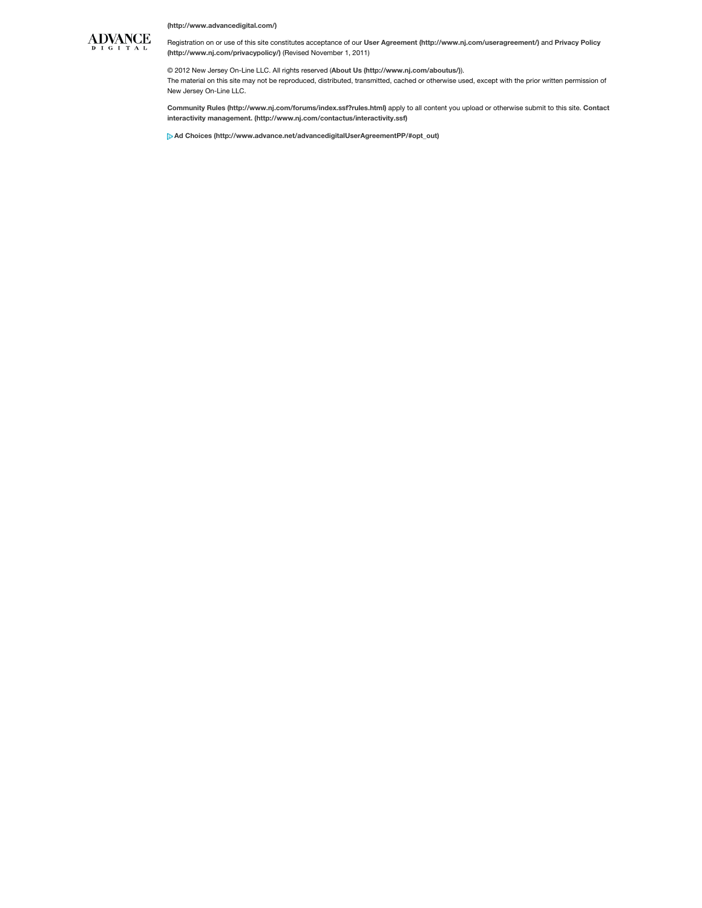**(http://www.advancedigital.com/)**

ADVANCE DIGITAL

Registration on or use of this site constitutes acceptance of our **User Agreement (http://www.nj.com/useragreement/)** and **Privacy Policy (http://www.nj.com/privacypolicy/)** (Revised November 1, 2011)

© 2012 New Jersey On-Line LLC. All rights reserved (**About Us (http://www.nj.com/aboutus/)**).
The material on this site may not be reproduced, distributed, transmitted, cached or otherwise used, except with the prior written permission of New Jersey On-Line LLC.

**Community Rules (http://www.nj.com/forums/index.ssf?rules.html)** apply to all content you upload or otherwise submit to this site. **Contact interactivity management. (http://www.nj.com/contactus/interactivity.ssf)**

**Ad Choices (http://www.advance.net/advancedigitalUserAgreementPP/#opt_out)**